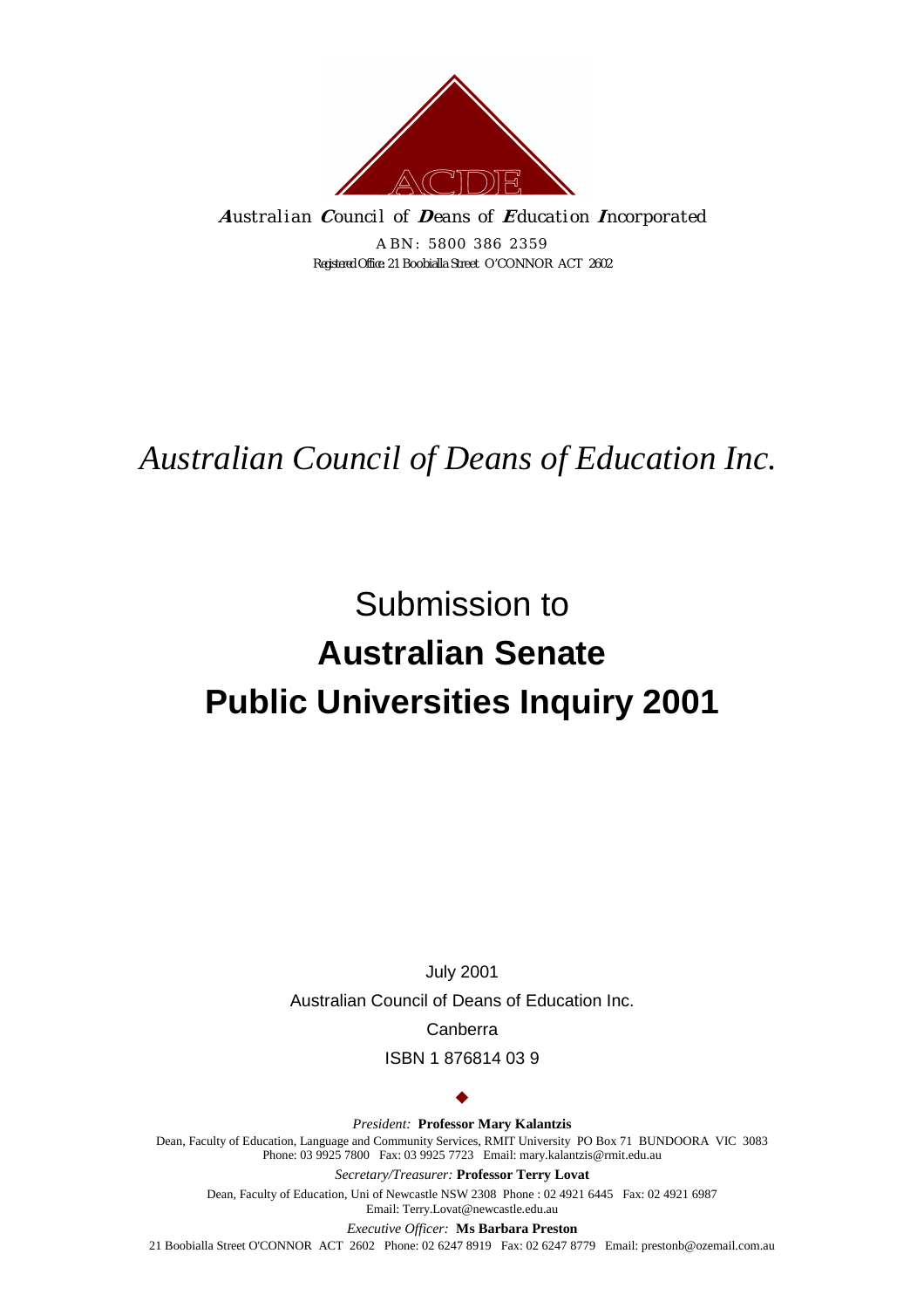ACDE

***A**ustralian **C**ouncil of **D**eans of **E**ducation **I**ncorporated*

ABN: 5800 386 2359

*Registered Office: 21 Boobialla Street O'CONNOR ACT 2602*

*Australian Council of Deans of Education Inc.*

# Submission to
# **Australian Senate**
# **Public Universities Inquiry 2001**

July 2001

Australian Council of Deans of Education Inc.

Canberra

ISBN 1 876814 03 9

◆

*President:* **Professor Mary Kalantzis**

Dean, Faculty of Education, Language and Community Services, RMIT University PO Box 71 BUNDOORA VIC 3083
Phone: 03 9925 7800 Fax: 03 9925 7723 Email: mary.kalantzis@rmit.edu.au

*Secretary/Treasurer:* **Professor Terry Lovat**

Dean, Faculty of Education, Uni of Newcastle NSW 2308 Phone : 02 4921 6445 Fax: 02 4921 6987
Email: Terry.Lovat@newcastle.edu.au

*Executive Officer:* **Ms Barbara Preston**

21 Boobialla Street O'CONNOR ACT 2602 Phone: 02 6247 8919 Fax: 02 6247 8779 Email: prestonb@ozemail.com.au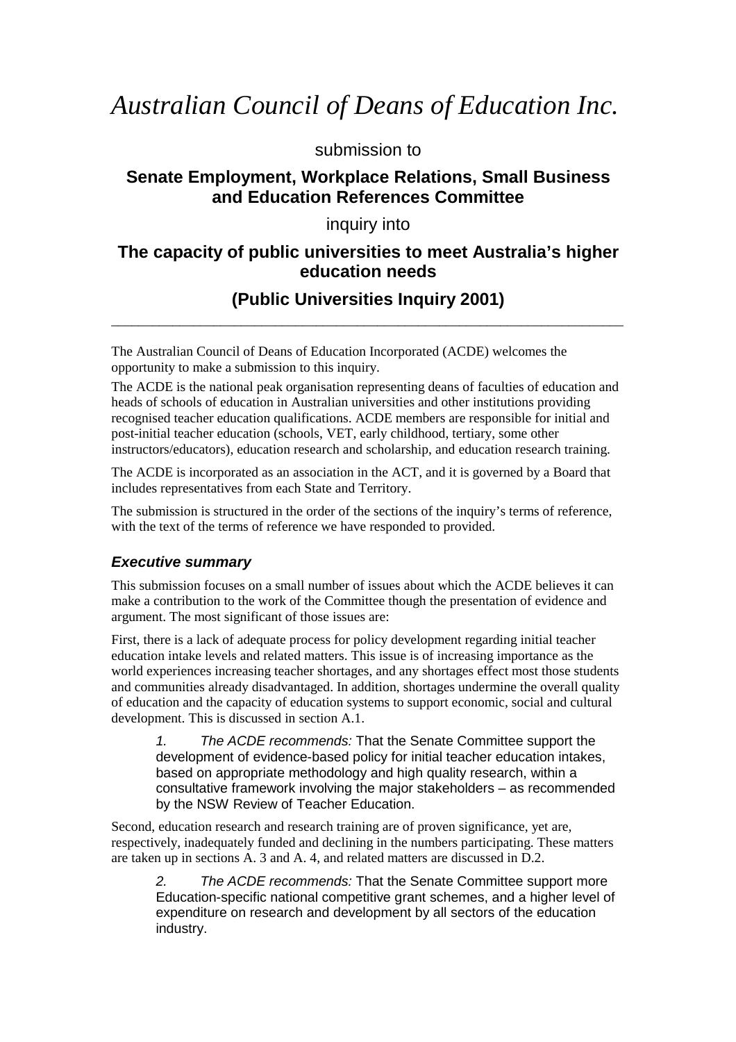# *Australian Council of Deans of Education Inc.*

submission to

## Senate Employment, Workplace Relations, Small Business and Education References Committee

inquiry into

## The capacity of public universities to meet Australia's higher education needs

## (Public Universities Inquiry 2001)

---

The Australian Council of Deans of Education Incorporated (ACDE) welcomes the opportunity to make a submission to this inquiry.

The ACDE is the national peak organisation representing deans of faculties of education and heads of schools of education in Australian universities and other institutions providing recognised teacher education qualifications. ACDE members are responsible for initial and post-initial teacher education (schools, VET, early childhood, tertiary, some other instructors/educators), education research and scholarship, and education research training.

The ACDE is incorporated as an association in the ACT, and it is governed by a Board that includes representatives from each State and Territory.

The submission is structured in the order of the sections of the inquiry's terms of reference, with the text of the terms of reference we have responded to provided.

### *Executive summary*

This submission focuses on a small number of issues about which the ACDE believes it can make a contribution to the work of the Committee though the presentation of evidence and argument. The most significant of those issues are:

First, there is a lack of adequate process for policy development regarding initial teacher education intake levels and related matters. This issue is of increasing importance as the world experiences increasing teacher shortages, and any shortages effect most those students and communities already disadvantaged. In addition, shortages undermine the overall quality of education and the capacity of education systems to support economic, social and cultural development. This is discussed in section A.1.

> *1. The ACDE recommends:* That the Senate Committee support the development of evidence-based policy for initial teacher education intakes, based on appropriate methodology and high quality research, within a consultative framework involving the major stakeholders – as recommended by the NSW Review of Teacher Education.

Second, education research and research training are of proven significance, yet are, respectively, inadequately funded and declining in the numbers participating. These matters are taken up in sections A. 3 and A. 4, and related matters are discussed in D.2.

> *2. The ACDE recommends:* That the Senate Committee support more Education-specific national competitive grant schemes, and a higher level of expenditure on research and development by all sectors of the education industry.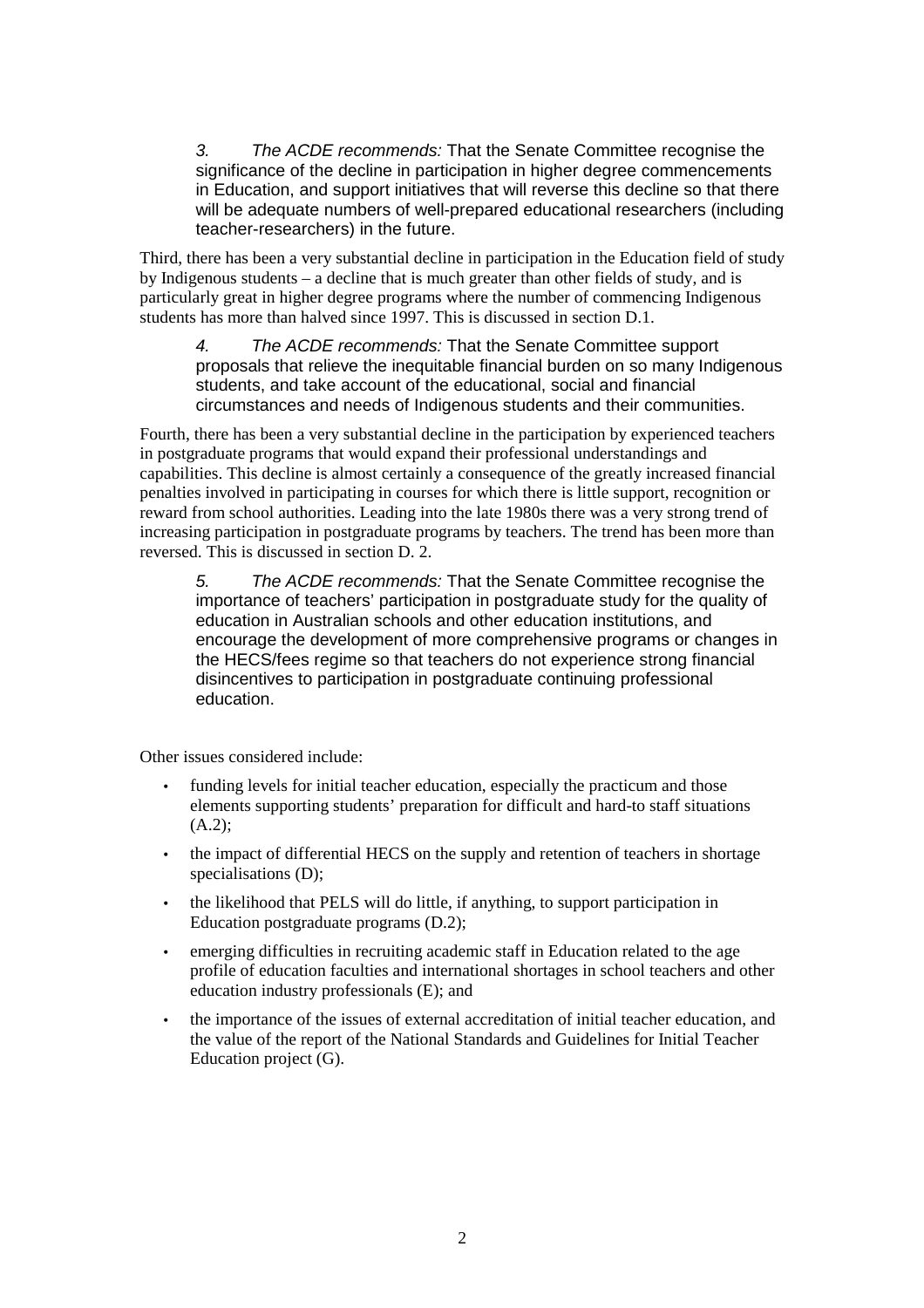> *3. The ACDE recommends:* That the Senate Committee recognise the significance of the decline in participation in higher degree commencements in Education, and support initiatives that will reverse this decline so that there will be adequate numbers of well-prepared educational researchers (including teacher-researchers) in the future.

Third, there has been a very substantial decline in participation in the Education field of study by Indigenous students – a decline that is much greater than other fields of study, and is particularly great in higher degree programs where the number of commencing Indigenous students has more than halved since 1997. This is discussed in section D.1.

> *4. The ACDE recommends:* That the Senate Committee support proposals that relieve the inequitable financial burden on so many Indigenous students, and take account of the educational, social and financial circumstances and needs of Indigenous students and their communities.

Fourth, there has been a very substantial decline in the participation by experienced teachers in postgraduate programs that would expand their professional understandings and capabilities. This decline is almost certainly a consequence of the greatly increased financial penalties involved in participating in courses for which there is little support, recognition or reward from school authorities. Leading into the late 1980s there was a very strong trend of increasing participation in postgraduate programs by teachers. The trend has been more than reversed. This is discussed in section D. 2.

> *5. The ACDE recommends:* That the Senate Committee recognise the importance of teachers' participation in postgraduate study for the quality of education in Australian schools and other education institutions, and encourage the development of more comprehensive programs or changes in the HECS/fees regime so that teachers do not experience strong financial disincentives to participation in postgraduate continuing professional education.

Other issues considered include:

- funding levels for initial teacher education, especially the practicum and those elements supporting students' preparation for difficult and hard-to staff situations (A.2);
- the impact of differential HECS on the supply and retention of teachers in shortage specialisations (D);
- the likelihood that PELS will do little, if anything, to support participation in Education postgraduate programs (D.2);
- emerging difficulties in recruiting academic staff in Education related to the age profile of education faculties and international shortages in school teachers and other education industry professionals (E); and
- the importance of the issues of external accreditation of initial teacher education, and the value of the report of the National Standards and Guidelines for Initial Teacher Education project (G).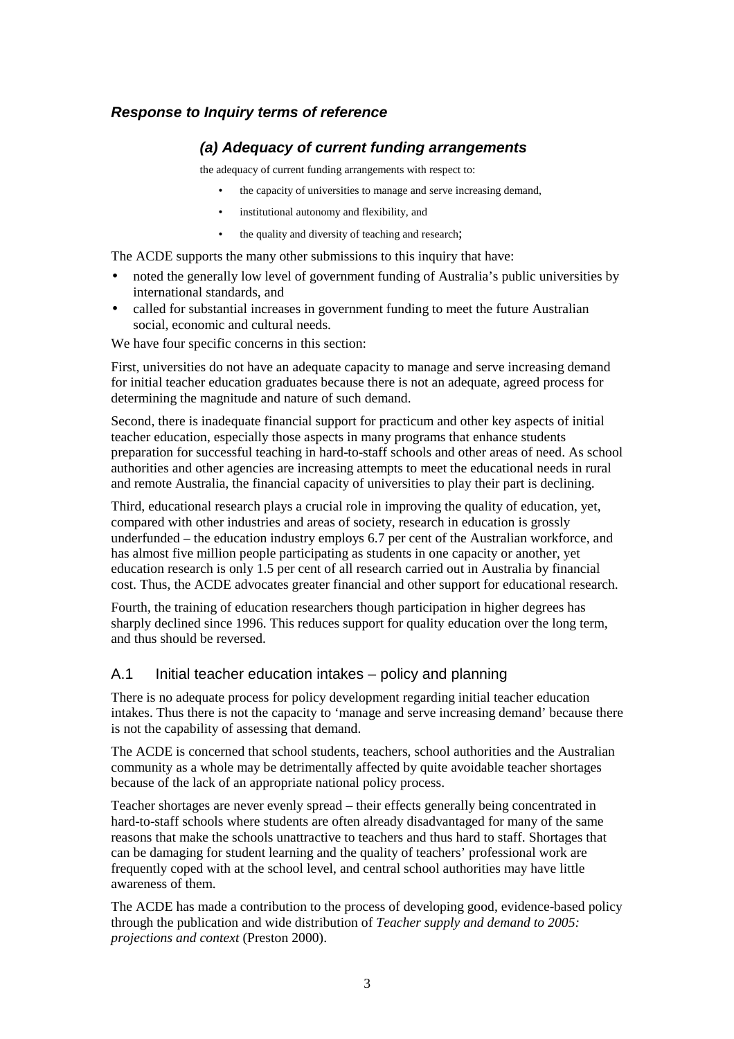### *Response to Inquiry terms of reference*

#### *(a) Adequacy of current funding arrangements*

the adequacy of current funding arrangements with respect to:

- the capacity of universities to manage and serve increasing demand,
- institutional autonomy and flexibility, and
- the quality and diversity of teaching and research;

The ACDE supports the many other submissions to this inquiry that have:

- noted the generally low level of government funding of Australia's public universities by international standards, and
- called for substantial increases in government funding to meet the future Australian social, economic and cultural needs.

We have four specific concerns in this section:

First, universities do not have an adequate capacity to manage and serve increasing demand for initial teacher education graduates because there is not an adequate, agreed process for determining the magnitude and nature of such demand.

Second, there is inadequate financial support for practicum and other key aspects of initial teacher education, especially those aspects in many programs that enhance students preparation for successful teaching in hard-to-staff schools and other areas of need. As school authorities and other agencies are increasing attempts to meet the educational needs in rural and remote Australia, the financial capacity of universities to play their part is declining.

Third, educational research plays a crucial role in improving the quality of education, yet, compared with other industries and areas of society, research in education is grossly underfunded – the education industry employs 6.7 per cent of the Australian workforce, and has almost five million people participating as students in one capacity or another, yet education research is only 1.5 per cent of all research carried out in Australia by financial cost. Thus, the ACDE advocates greater financial and other support for educational research.

Fourth, the training of education researchers though participation in higher degrees has sharply declined since 1996. This reduces support for quality education over the long term, and thus should be reversed.

### A.1 Initial teacher education intakes – policy and planning

There is no adequate process for policy development regarding initial teacher education intakes. Thus there is not the capacity to 'manage and serve increasing demand' because there is not the capability of assessing that demand.

The ACDE is concerned that school students, teachers, school authorities and the Australian community as a whole may be detrimentally affected by quite avoidable teacher shortages because of the lack of an appropriate national policy process.

Teacher shortages are never evenly spread – their effects generally being concentrated in hard-to-staff schools where students are often already disadvantaged for many of the same reasons that make the schools unattractive to teachers and thus hard to staff. Shortages that can be damaging for student learning and the quality of teachers' professional work are frequently coped with at the school level, and central school authorities may have little awareness of them.

The ACDE has made a contribution to the process of developing good, evidence-based policy through the publication and wide distribution of *Teacher supply and demand to 2005: projections and context* (Preston 2000).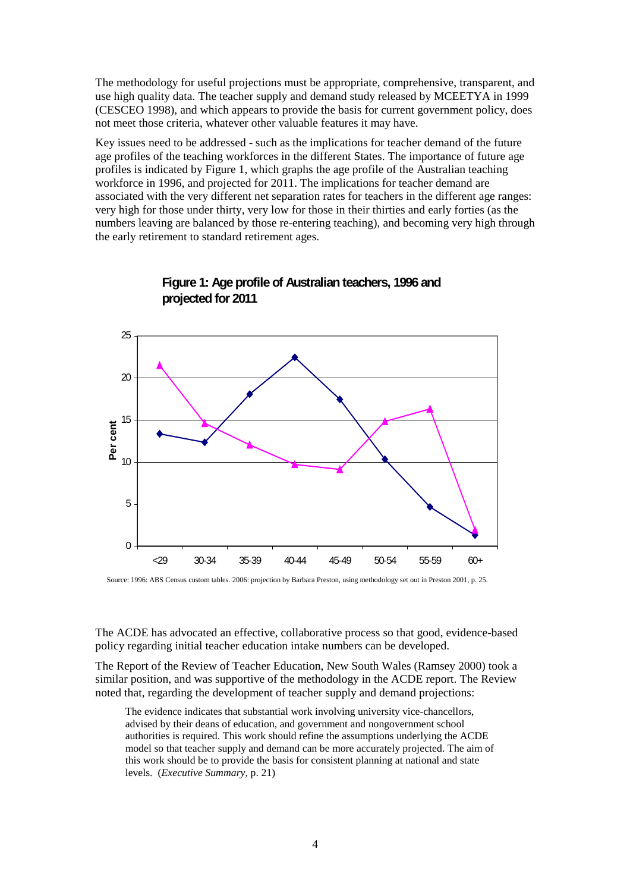The methodology for useful projections must be appropriate, comprehensive, transparent, and use high quality data. The teacher supply and demand study released by MCEETYA in 1999 (CESCEO 1998), and which appears to provide the basis for current government policy, does not meet those criteria, whatever other valuable features it may have.

Key issues need to be addressed - such as the implications for teacher demand of the future age profiles of the teaching workforces in the different States. The importance of future age profiles is indicated by Figure 1, which graphs the age profile of the Australian teaching workforce in 1996, and projected for 2011. The implications for teacher demand are associated with the very different net separation rates for teachers in the different age ranges: very high for those under thirty, very low for those in their thirties and early forties (as the numbers leaving are balanced by those re-entering teaching), and becoming very high through the early retirement to standard retirement ages.

**Figure 1: Age profile of Australian teachers, 1996 and projected for 2011**

Source: 1996: ABS Census custom tables. 2006: projection by Barbara Preston, using methodology set out in Preston 2001, p. 25.

The ACDE has advocated an effective, collaborative process so that good, evidence-based policy regarding initial teacher education intake numbers can be developed.

The Report of the Review of Teacher Education, New South Wales (Ramsey 2000) took a similar position, and was supportive of the methodology in the ACDE report. The Review noted that, regarding the development of teacher supply and demand projections:

> The evidence indicates that substantial work involving university vice-chancellors, advised by their deans of education, and government and nongovernment school authorities is required. This work should refine the assumptions underlying the ACDE model so that teacher supply and demand can be more accurately projected. The aim of this work should be to provide the basis for consistent planning at national and state levels. (*Executive Summary*, p. 21)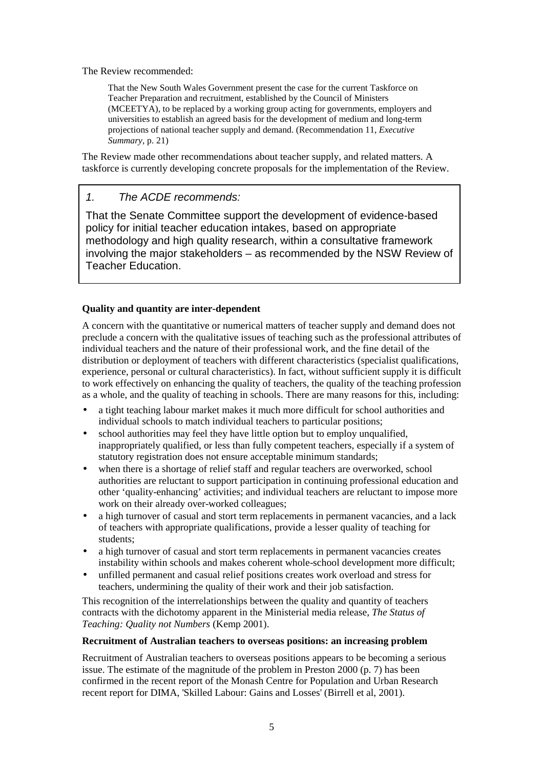The Review recommended:

> That the New South Wales Government present the case for the current Taskforce on Teacher Preparation and recruitment, established by the Council of Ministers (MCEETYA), to be replaced by a working group acting for governments, employers and universities to establish an agreed basis for the development of medium and long-term projections of national teacher supply and demand. (Recommendation 11, *Executive Summary*, p. 21)

The Review made other recommendations about teacher supply, and related matters. A taskforce is currently developing concrete proposals for the implementation of the Review.

> *1. The ACDE recommends:*
>
> That the Senate Committee support the development of evidence-based policy for initial teacher education intakes, based on appropriate methodology and high quality research, within a consultative framework involving the major stakeholders – as recommended by the NSW Review of Teacher Education.

**Quality and quantity are inter-dependent**

A concern with the quantitative or numerical matters of teacher supply and demand does not preclude a concern with the qualitative issues of teaching such as the professional attributes of individual teachers and the nature of their professional work, and the fine detail of the distribution or deployment of teachers with different characteristics (specialist qualifications, experience, personal or cultural characteristics). In fact, without sufficient supply it is difficult to work effectively on enhancing the quality of teachers, the quality of the teaching profession as a whole, and the quality of teaching in schools. There are many reasons for this, including:

- a tight teaching labour market makes it much more difficult for school authorities and individual schools to match individual teachers to particular positions;
- school authorities may feel they have little option but to employ unqualified, inappropriately qualified, or less than fully competent teachers, especially if a system of statutory registration does not ensure acceptable minimum standards;
- when there is a shortage of relief staff and regular teachers are overworked, school authorities are reluctant to support participation in continuing professional education and other 'quality-enhancing' activities; and individual teachers are reluctant to impose more work on their already over-worked colleagues;
- a high turnover of casual and stort term replacements in permanent vacancies, and a lack of teachers with appropriate qualifications, provide a lesser quality of teaching for students;
- a high turnover of casual and stort term replacements in permanent vacancies creates instability within schools and makes coherent whole-school development more difficult;
- unfilled permanent and casual relief positions creates work overload and stress for teachers, undermining the quality of their work and their job satisfaction.

This recognition of the interrelationships between the quality and quantity of teachers contracts with the dichotomy apparent in the Ministerial media release, *The Status of Teaching: Quality not Numbers* (Kemp 2001).

**Recruitment of Australian teachers to overseas positions: an increasing problem**

Recruitment of Australian teachers to overseas positions appears to be becoming a serious issue. The estimate of the magnitude of the problem in Preston 2000 (p. 7) has been confirmed in the recent report of the Monash Centre for Population and Urban Research recent report for DIMA, 'Skilled Labour: Gains and Losses' (Birrell et al, 2001).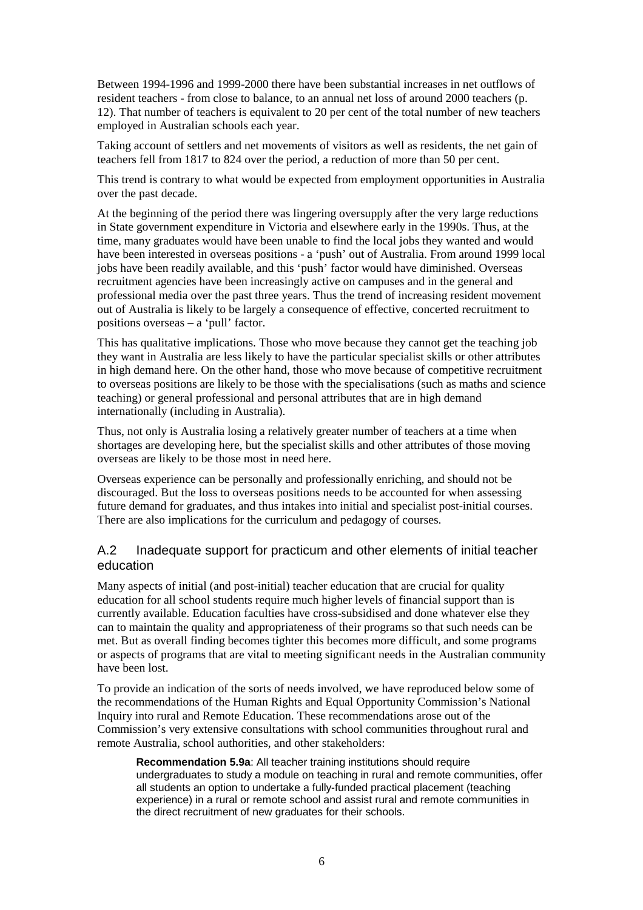Between 1994-1996 and 1999-2000 there have been substantial increases in net outflows of resident teachers - from close to balance, to an annual net loss of around 2000 teachers (p. 12). That number of teachers is equivalent to 20 per cent of the total number of new teachers employed in Australian schools each year.

Taking account of settlers and net movements of visitors as well as residents, the net gain of teachers fell from 1817 to 824 over the period, a reduction of more than 50 per cent.

This trend is contrary to what would be expected from employment opportunities in Australia over the past decade.

At the beginning of the period there was lingering oversupply after the very large reductions in State government expenditure in Victoria and elsewhere early in the 1990s. Thus, at the time, many graduates would have been unable to find the local jobs they wanted and would have been interested in overseas positions - a 'push' out of Australia. From around 1999 local jobs have been readily available, and this 'push' factor would have diminished. Overseas recruitment agencies have been increasingly active on campuses and in the general and professional media over the past three years. Thus the trend of increasing resident movement out of Australia is likely to be largely a consequence of effective, concerted recruitment to positions overseas – a 'pull' factor.

This has qualitative implications. Those who move because they cannot get the teaching job they want in Australia are less likely to have the particular specialist skills or other attributes in high demand here. On the other hand, those who move because of competitive recruitment to overseas positions are likely to be those with the specialisations (such as maths and science teaching) or general professional and personal attributes that are in high demand internationally (including in Australia).

Thus, not only is Australia losing a relatively greater number of teachers at a time when shortages are developing here, but the specialist skills and other attributes of those moving overseas are likely to be those most in need here.

Overseas experience can be personally and professionally enriching, and should not be discouraged. But the loss to overseas positions needs to be accounted for when assessing future demand for graduates, and thus intakes into initial and specialist post-initial courses. There are also implications for the curriculum and pedagogy of courses.

## A.2 Inadequate support for practicum and other elements of initial teacher education

Many aspects of initial (and post-initial) teacher education that are crucial for quality education for all school students require much higher levels of financial support than is currently available. Education faculties have cross-subsidised and done whatever else they can to maintain the quality and appropriateness of their programs so that such needs can be met. But as overall finding becomes tighter this becomes more difficult, and some programs or aspects of programs that are vital to meeting significant needs in the Australian community have been lost.

To provide an indication of the sorts of needs involved, we have reproduced below some of the recommendations of the Human Rights and Equal Opportunity Commission's National Inquiry into rural and Remote Education. These recommendations arose out of the Commission's very extensive consultations with school communities throughout rural and remote Australia, school authorities, and other stakeholders:

> **Recommendation 5.9a**: All teacher training institutions should require undergraduates to study a module on teaching in rural and remote communities, offer all students an option to undertake a fully-funded practical placement (teaching experience) in a rural or remote school and assist rural and remote communities in the direct recruitment of new graduates for their schools.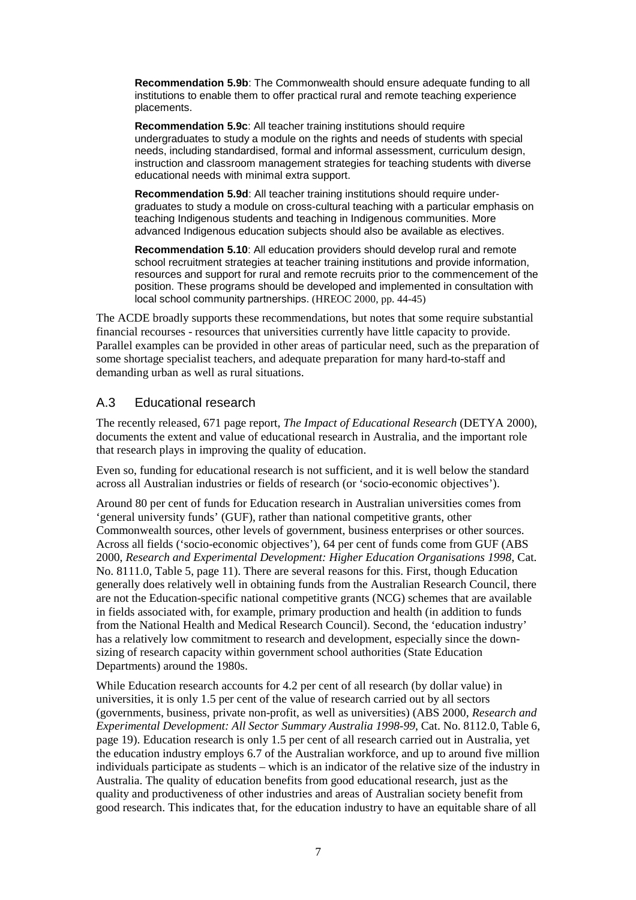> **Recommendation 5.9b**: The Commonwealth should ensure adequate funding to all institutions to enable them to offer practical rural and remote teaching experience placements.
>
> **Recommendation 5.9c**: All teacher training institutions should require undergraduates to study a module on the rights and needs of students with special needs, including standardised, formal and informal assessment, curriculum design, instruction and classroom management strategies for teaching students with diverse educational needs with minimal extra support.
>
> **Recommendation 5.9d**: All teacher training institutions should require under-graduates to study a module on cross-cultural teaching with a particular emphasis on teaching Indigenous students and teaching in Indigenous communities. More advanced Indigenous education subjects should also be available as electives.
>
> **Recommendation 5.10**: All education providers should develop rural and remote school recruitment strategies at teacher training institutions and provide information, resources and support for rural and remote recruits prior to the commencement of the position. These programs should be developed and implemented in consultation with local school community partnerships. (HREOC 2000, pp. 44-45)

The ACDE broadly supports these recommendations, but notes that some require substantial financial recourses - resources that universities currently have little capacity to provide. Parallel examples can be provided in other areas of particular need, such as the preparation of some shortage specialist teachers, and adequate preparation for many hard-to-staff and demanding urban as well as rural situations.

## A.3 Educational research

The recently released, 671 page report, *The Impact of Educational Research* (DETYA 2000), documents the extent and value of educational research in Australia, and the important role that research plays in improving the quality of education.

Even so, funding for educational research is not sufficient, and it is well below the standard across all Australian industries or fields of research (or 'socio-economic objectives').

Around 80 per cent of funds for Education research in Australian universities comes from 'general university funds' (GUF), rather than national competitive grants, other Commonwealth sources, other levels of government, business enterprises or other sources. Across all fields ('socio-economic objectives'), 64 per cent of funds come from GUF (ABS 2000, *Research and Experimental Development: Higher Education Organisations 1998*, Cat. No. 8111.0, Table 5, page 11). There are several reasons for this. First, though Education generally does relatively well in obtaining funds from the Australian Research Council, there are not the Education-specific national competitive grants (NCG) schemes that are available in fields associated with, for example, primary production and health (in addition to funds from the National Health and Medical Research Council). Second, the 'education industry' has a relatively low commitment to research and development, especially since the down-sizing of research capacity within government school authorities (State Education Departments) around the 1980s.

While Education research accounts for 4.2 per cent of all research (by dollar value) in universities, it is only 1.5 per cent of the value of research carried out by all sectors (governments, business, private non-profit, as well as universities) (ABS 2000, *Research and Experimental Development: All Sector Summary Australia 1998-99*, Cat. No. 8112.0, Table 6, page 19). Education research is only 1.5 per cent of all research carried out in Australia, yet the education industry employs 6.7 of the Australian workforce, and up to around five million individuals participate as students – which is an indicator of the relative size of the industry in Australia. The quality of education benefits from good educational research, just as the quality and productiveness of other industries and areas of Australian society benefit from good research. This indicates that, for the education industry to have an equitable share of all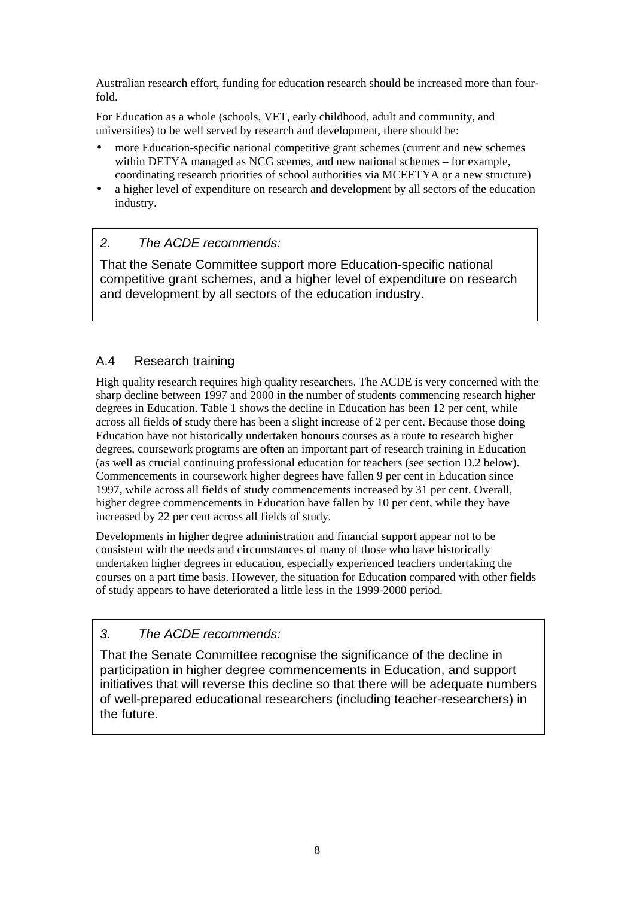Australian research effort, funding for education research should be increased more than four-fold.

For Education as a whole (schools, VET, early childhood, adult and community, and universities) to be well served by research and development, there should be:

- more Education-specific national competitive grant schemes (current and new schemes within DETYA managed as NCG scemes, and new national schemes – for example, coordinating research priorities of school authorities via MCEETYA or a new structure)
- a higher level of expenditure on research and development by all sectors of the education industry.

> *2. The ACDE recommends:*
>
> That the Senate Committee support more Education-specific national competitive grant schemes, and a higher level of expenditure on research and development by all sectors of the education industry.

## A.4 Research training

High quality research requires high quality researchers. The ACDE is very concerned with the sharp decline between 1997 and 2000 in the number of students commencing research higher degrees in Education. Table 1 shows the decline in Education has been 12 per cent, while across all fields of study there has been a slight increase of 2 per cent. Because those doing Education have not historically undertaken honours courses as a route to research higher degrees, coursework programs are often an important part of research training in Education (as well as crucial continuing professional education for teachers (see section D.2 below). Commencements in coursework higher degrees have fallen 9 per cent in Education since 1997, while across all fields of study commencements increased by 31 per cent. Overall, higher degree commencements in Education have fallen by 10 per cent, while they have increased by 22 per cent across all fields of study.

Developments in higher degree administration and financial support appear not to be consistent with the needs and circumstances of many of those who have historically undertaken higher degrees in education, especially experienced teachers undertaking the courses on a part time basis. However, the situation for Education compared with other fields of study appears to have deteriorated a little less in the 1999-2000 period.

> *3. The ACDE recommends:*
>
> That the Senate Committee recognise the significance of the decline in participation in higher degree commencements in Education, and support initiatives that will reverse this decline so that there will be adequate numbers of well-prepared educational researchers (including teacher-researchers) in the future.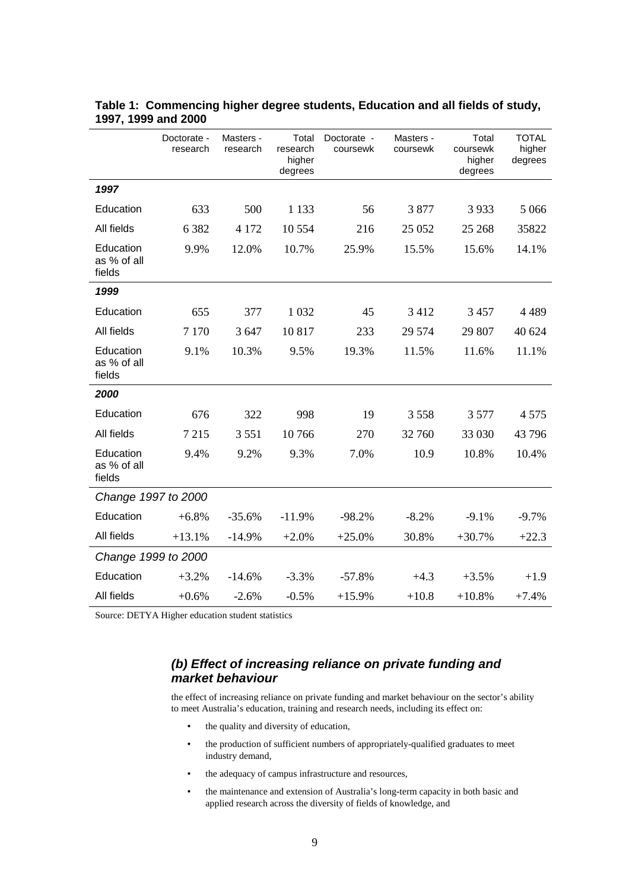**Table 1: Commencing higher degree students, Education and all fields of study, 1997, 1999 and 2000**

| | Doctorate - research | Masters - research | Total research higher degrees | Doctorate - coursewk | Masters - coursewk | Total coursewk higher degrees | TOTAL higher degrees |
|---|---|---|---|---|---|---|---|
| ***1997*** | | | | | | | |
| Education | 633 | 500 | 1 133 | 56 | 3 877 | 3 933 | 5 066 |
| All fields | 6 382 | 4 172 | 10 554 | 216 | 25 052 | 25 268 | 35822 |
| Education as % of all fields | 9.9% | 12.0% | 10.7% | 25.9% | 15.5% | 15.6% | 14.1% |
| ***1999*** | | | | | | | |
| Education | 655 | 377 | 1 032 | 45 | 3 412 | 3 457 | 4 489 |
| All fields | 7 170 | 3 647 | 10 817 | 233 | 29 574 | 29 807 | 40 624 |
| Education as % of all fields | 9.1% | 10.3% | 9.5% | 19.3% | 11.5% | 11.6% | 11.1% |
| ***2000*** | | | | | | | |
| Education | 676 | 322 | 998 | 19 | 3 558 | 3 577 | 4 575 |
| All fields | 7 215 | 3 551 | 10 766 | 270 | 32 760 | 33 030 | 43 796 |
| Education as % of all fields | 9.4% | 9.2% | 9.3% | 7.0% | 10.9 | 10.8% | 10.4% |
| *Change 1997 to 2000* | | | | | | | |
| Education | +6.8% | -35.6% | -11.9% | -98.2% | -8.2% | -9.1% | -9.7% |
| All fields | +13.1% | -14.9% | +2.0% | +25.0% | 30.8% | +30.7% | +22.3 |
| *Change 1999 to 2000* | | | | | | | |
| Education | +3.2% | -14.6% | -3.3% | -57.8% | +4.3 | +3.5% | +1.9 |
| All fields | +0.6% | -2.6% | -0.5% | +15.9% | +10.8 | +10.8% | +7.4% |

Source: DETYA Higher education student statistics

### *(b) Effect of increasing reliance on private funding and market behaviour*

the effect of increasing reliance on private funding and market behaviour on the sector's ability to meet Australia's education, training and research needs, including its effect on:

- the quality and diversity of education,
- the production of sufficient numbers of appropriately-qualified graduates to meet industry demand,
- the adequacy of campus infrastructure and resources,
- the maintenance and extension of Australia's long-term capacity in both basic and applied research across the diversity of fields of knowledge, and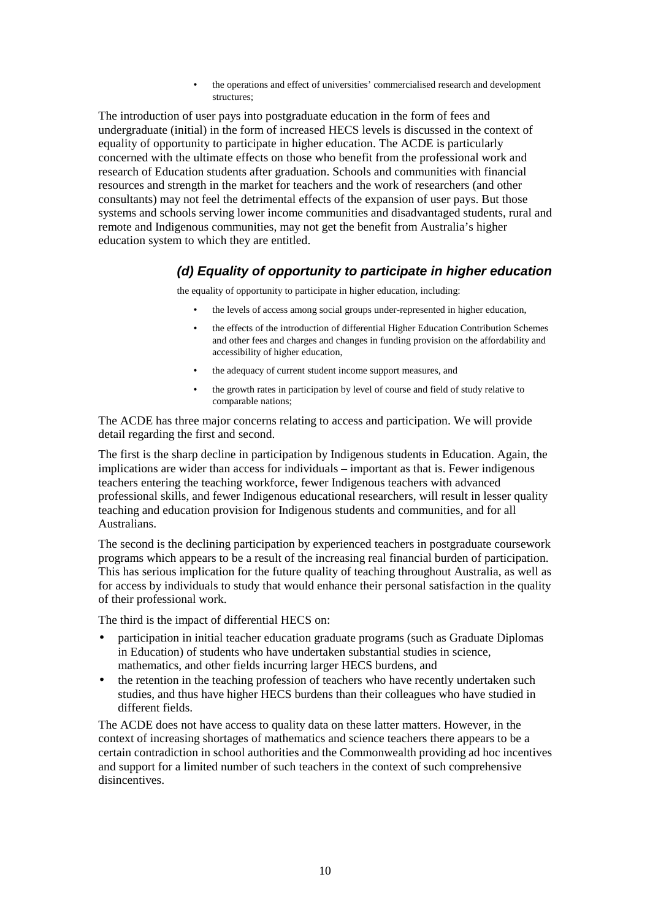- the operations and effect of universities' commercialised research and development structures;

The introduction of user pays into postgraduate education in the form of fees and undergraduate (initial) in the form of increased HECS levels is discussed in the context of equality of opportunity to participate in higher education. The ACDE is particularly concerned with the ultimate effects on those who benefit from the professional work and research of Education students after graduation. Schools and communities with financial resources and strength in the market for teachers and the work of researchers (and other consultants) may not feel the detrimental effects of the expansion of user pays. But those systems and schools serving lower income communities and disadvantaged students, rural and remote and Indigenous communities, may not get the benefit from Australia's higher education system to which they are entitled.

### *(d) Equality of opportunity to participate in higher education*

the equality of opportunity to participate in higher education, including:

- the levels of access among social groups under-represented in higher education,
- the effects of the introduction of differential Higher Education Contribution Schemes and other fees and charges and changes in funding provision on the affordability and accessibility of higher education,
- the adequacy of current student income support measures, and
- the growth rates in participation by level of course and field of study relative to comparable nations;

The ACDE has three major concerns relating to access and participation. We will provide detail regarding the first and second.

The first is the sharp decline in participation by Indigenous students in Education. Again, the implications are wider than access for individuals – important as that is. Fewer indigenous teachers entering the teaching workforce, fewer Indigenous teachers with advanced professional skills, and fewer Indigenous educational researchers, will result in lesser quality teaching and education provision for Indigenous students and communities, and for all Australians.

The second is the declining participation by experienced teachers in postgraduate coursework programs which appears to be a result of the increasing real financial burden of participation. This has serious implication for the future quality of teaching throughout Australia, as well as for access by individuals to study that would enhance their personal satisfaction in the quality of their professional work.

The third is the impact of differential HECS on:

- participation in initial teacher education graduate programs (such as Graduate Diplomas in Education) of students who have undertaken substantial studies in science, mathematics, and other fields incurring larger HECS burdens, and
- the retention in the teaching profession of teachers who have recently undertaken such studies, and thus have higher HECS burdens than their colleagues who have studied in different fields.

The ACDE does not have access to quality data on these latter matters. However, in the context of increasing shortages of mathematics and science teachers there appears to be a certain contradiction in school authorities and the Commonwealth providing ad hoc incentives and support for a limited number of such teachers in the context of such comprehensive disincentives.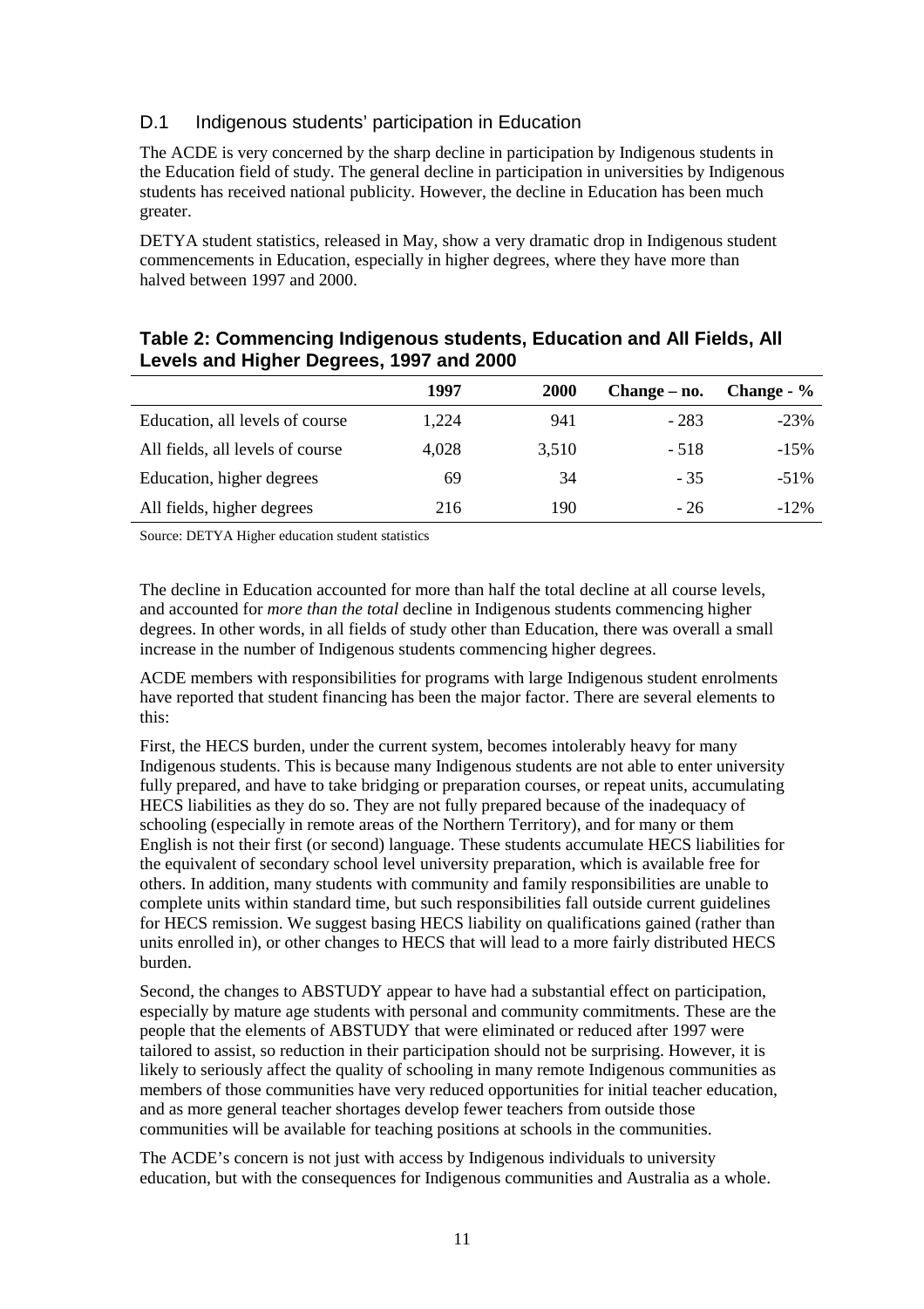## D.1 Indigenous students' participation in Education

The ACDE is very concerned by the sharp decline in participation by Indigenous students in the Education field of study. The general decline in participation in universities by Indigenous students has received national publicity. However, the decline in Education has been much greater.

DETYA student statistics, released in May, show a very dramatic drop in Indigenous student commencements in Education, especially in higher degrees, where they have more than halved between 1997 and 2000.

### Table 2: Commencing Indigenous students, Education and All Fields, All Levels and Higher Degrees, 1997 and 2000

| | 1997 | 2000 | Change – no. | Change - % |
|---|---|---|---|---|
| Education, all levels of course | 1,224 | 941 | - 283 | -23% |
| All fields, all levels of course | 4,028 | 3,510 | - 518 | -15% |
| Education, higher degrees | 69 | 34 | - 35 | -51% |
| All fields, higher degrees | 216 | 190 | - 26 | -12% |

Source: DETYA Higher education student statistics

The decline in Education accounted for more than half the total decline at all course levels, and accounted for *more than the total* decline in Indigenous students commencing higher degrees. In other words, in all fields of study other than Education, there was overall a small increase in the number of Indigenous students commencing higher degrees.

ACDE members with responsibilities for programs with large Indigenous student enrolments have reported that student financing has been the major factor. There are several elements to this:

First, the HECS burden, under the current system, becomes intolerably heavy for many Indigenous students. This is because many Indigenous students are not able to enter university fully prepared, and have to take bridging or preparation courses, or repeat units, accumulating HECS liabilities as they do so. They are not fully prepared because of the inadequacy of schooling (especially in remote areas of the Northern Territory), and for many or them English is not their first (or second) language. These students accumulate HECS liabilities for the equivalent of secondary school level university preparation, which is available free for others. In addition, many students with community and family responsibilities are unable to complete units within standard time, but such responsibilities fall outside current guidelines for HECS remission. We suggest basing HECS liability on qualifications gained (rather than units enrolled in), or other changes to HECS that will lead to a more fairly distributed HECS burden.

Second, the changes to ABSTUDY appear to have had a substantial effect on participation, especially by mature age students with personal and community commitments. These are the people that the elements of ABSTUDY that were eliminated or reduced after 1997 were tailored to assist, so reduction in their participation should not be surprising. However, it is likely to seriously affect the quality of schooling in many remote Indigenous communities as members of those communities have very reduced opportunities for initial teacher education, and as more general teacher shortages develop fewer teachers from outside those communities will be available for teaching positions at schools in the communities.

The ACDE's concern is not just with access by Indigenous individuals to university education, but with the consequences for Indigenous communities and Australia as a whole.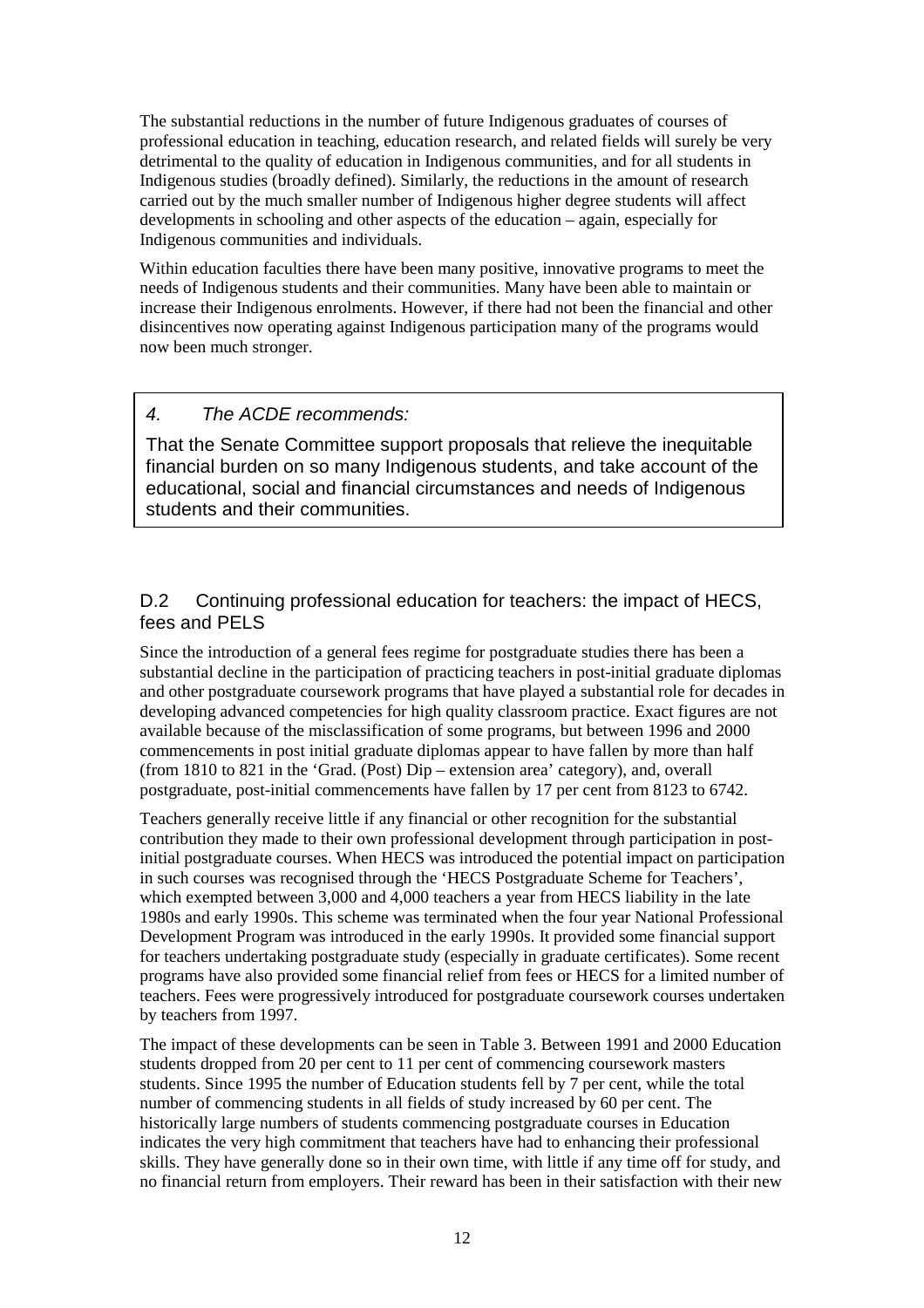The substantial reductions in the number of future Indigenous graduates of courses of professional education in teaching, education research, and related fields will surely be very detrimental to the quality of education in Indigenous communities, and for all students in Indigenous studies (broadly defined). Similarly, the reductions in the amount of research carried out by the much smaller number of Indigenous higher degree students will affect developments in schooling and other aspects of the education – again, especially for Indigenous communities and individuals.

Within education faculties there have been many positive, innovative programs to meet the needs of Indigenous students and their communities. Many have been able to maintain or increase their Indigenous enrolments. However, if there had not been the financial and other disincentives now operating against Indigenous participation many of the programs would now been much stronger.

> *4. The ACDE recommends:*
>
> That the Senate Committee support proposals that relieve the inequitable financial burden on so many Indigenous students, and take account of the educational, social and financial circumstances and needs of Indigenous students and their communities.

## D.2 Continuing professional education for teachers: the impact of HECS, fees and PELS

Since the introduction of a general fees regime for postgraduate studies there has been a substantial decline in the participation of practicing teachers in post-initial graduate diplomas and other postgraduate coursework programs that have played a substantial role for decades in developing advanced competencies for high quality classroom practice. Exact figures are not available because of the misclassification of some programs, but between 1996 and 2000 commencements in post initial graduate diplomas appear to have fallen by more than half (from 1810 to 821 in the 'Grad. (Post) Dip – extension area' category), and, overall postgraduate, post-initial commencements have fallen by 17 per cent from 8123 to 6742.

Teachers generally receive little if any financial or other recognition for the substantial contribution they made to their own professional development through participation in post-initial postgraduate courses. When HECS was introduced the potential impact on participation in such courses was recognised through the 'HECS Postgraduate Scheme for Teachers', which exempted between 3,000 and 4,000 teachers a year from HECS liability in the late 1980s and early 1990s. This scheme was terminated when the four year National Professional Development Program was introduced in the early 1990s. It provided some financial support for teachers undertaking postgraduate study (especially in graduate certificates). Some recent programs have also provided some financial relief from fees or HECS for a limited number of teachers. Fees were progressively introduced for postgraduate coursework courses undertaken by teachers from 1997.

The impact of these developments can be seen in Table 3. Between 1991 and 2000 Education students dropped from 20 per cent to 11 per cent of commencing coursework masters students. Since 1995 the number of Education students fell by 7 per cent, while the total number of commencing students in all fields of study increased by 60 per cent. The historically large numbers of students commencing postgraduate courses in Education indicates the very high commitment that teachers have had to enhancing their professional skills. They have generally done so in their own time, with little if any time off for study, and no financial return from employers. Their reward has been in their satisfaction with their new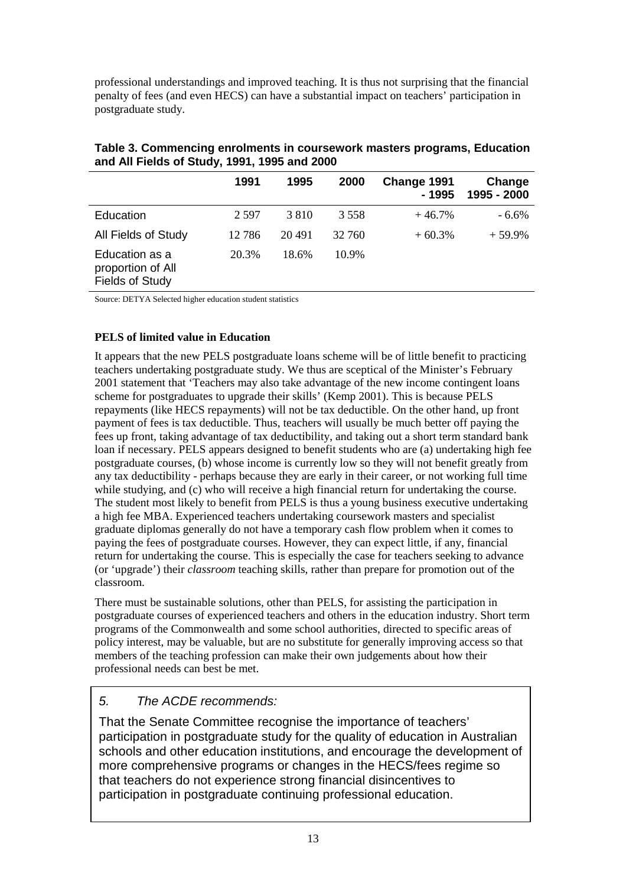professional understandings and improved teaching. It is thus not surprising that the financial penalty of fees (and even HECS) can have a substantial impact on teachers' participation in postgraduate study.

**Table 3. Commencing enrolments in coursework masters programs, Education and All Fields of Study, 1991, 1995 and 2000**

| | 1991 | 1995 | 2000 | Change 1991 - 1995 | Change 1995 - 2000 |
|---|---|---|---|---|---|
| Education | 2 597 | 3 810 | 3 558 | + 46.7% | - 6.6% |
| All Fields of Study | 12 786 | 20 491 | 32 760 | + 60.3% | + 59.9% |
| Education as a proportion of All Fields of Study | 20.3% | 18.6% | 10.9% | | |

Source: DETYA Selected higher education student statistics

**PELS of limited value in Education**

It appears that the new PELS postgraduate loans scheme will be of little benefit to practicing teachers undertaking postgraduate study. We thus are sceptical of the Minister's February 2001 statement that 'Teachers may also take advantage of the new income contingent loans scheme for postgraduates to upgrade their skills' (Kemp 2001). This is because PELS repayments (like HECS repayments) will not be tax deductible. On the other hand, up front payment of fees is tax deductible. Thus, teachers will usually be much better off paying the fees up front, taking advantage of tax deductibility, and taking out a short term standard bank loan if necessary. PELS appears designed to benefit students who are (a) undertaking high fee postgraduate courses, (b) whose income is currently low so they will not benefit greatly from any tax deductibility - perhaps because they are early in their career, or not working full time while studying, and (c) who will receive a high financial return for undertaking the course. The student most likely to benefit from PELS is thus a young business executive undertaking a high fee MBA. Experienced teachers undertaking coursework masters and specialist graduate diplomas generally do not have a temporary cash flow problem when it comes to paying the fees of postgraduate courses. However, they can expect little, if any, financial return for undertaking the course. This is especially the case for teachers seeking to advance (or 'upgrade') their *classroom* teaching skills, rather than prepare for promotion out of the classroom.

There must be sustainable solutions, other than PELS, for assisting the participation in postgraduate courses of experienced teachers and others in the education industry. Short term programs of the Commonwealth and some school authorities, directed to specific areas of policy interest, may be valuable, but are no substitute for generally improving access so that members of the teaching profession can make their own judgements about how their professional needs can best be met.

*5. The ACDE recommends:*

That the Senate Committee recognise the importance of teachers' participation in postgraduate study for the quality of education in Australian schools and other education institutions, and encourage the development of more comprehensive programs or changes in the HECS/fees regime so that teachers do not experience strong financial disincentives to participation in postgraduate continuing professional education.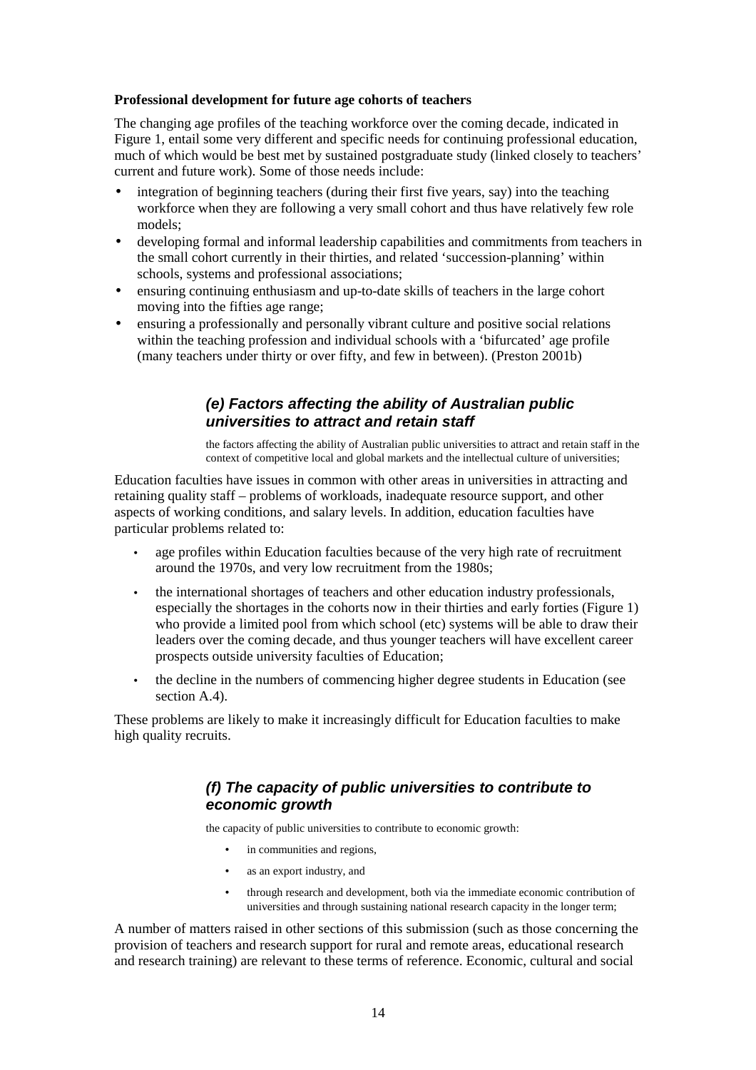**Professional development for future age cohorts of teachers**

The changing age profiles of the teaching workforce over the coming decade, indicated in Figure 1, entail some very different and specific needs for continuing professional education, much of which would be best met by sustained postgraduate study (linked closely to teachers' current and future work). Some of those needs include:

- integration of beginning teachers (during their first five years, say) into the teaching workforce when they are following a very small cohort and thus have relatively few role models;
- developing formal and informal leadership capabilities and commitments from teachers in the small cohort currently in their thirties, and related 'succession-planning' within schools, systems and professional associations;
- ensuring continuing enthusiasm and up-to-date skills of teachers in the large cohort moving into the fifties age range;
- ensuring a professionally and personally vibrant culture and positive social relations within the teaching profession and individual schools with a 'bifurcated' age profile (many teachers under thirty or over fifty, and few in between). (Preston 2001b)

## *(e) Factors affecting the ability of Australian public universities to attract and retain staff*

the factors affecting the ability of Australian public universities to attract and retain staff in the context of competitive local and global markets and the intellectual culture of universities;

Education faculties have issues in common with other areas in universities in attracting and retaining quality staff – problems of workloads, inadequate resource support, and other aspects of working conditions, and salary levels. In addition, education faculties have particular problems related to:

- age profiles within Education faculties because of the very high rate of recruitment around the 1970s, and very low recruitment from the 1980s;
- the international shortages of teachers and other education industry professionals, especially the shortages in the cohorts now in their thirties and early forties (Figure 1) who provide a limited pool from which school (etc) systems will be able to draw their leaders over the coming decade, and thus younger teachers will have excellent career prospects outside university faculties of Education;
- the decline in the numbers of commencing higher degree students in Education (see section A.4).

These problems are likely to make it increasingly difficult for Education faculties to make high quality recruits.

## *(f) The capacity of public universities to contribute to economic growth*

the capacity of public universities to contribute to economic growth:

- in communities and regions,
- as an export industry, and
- through research and development, both via the immediate economic contribution of universities and through sustaining national research capacity in the longer term;

A number of matters raised in other sections of this submission (such as those concerning the provision of teachers and research support for rural and remote areas, educational research and research training) are relevant to these terms of reference. Economic, cultural and social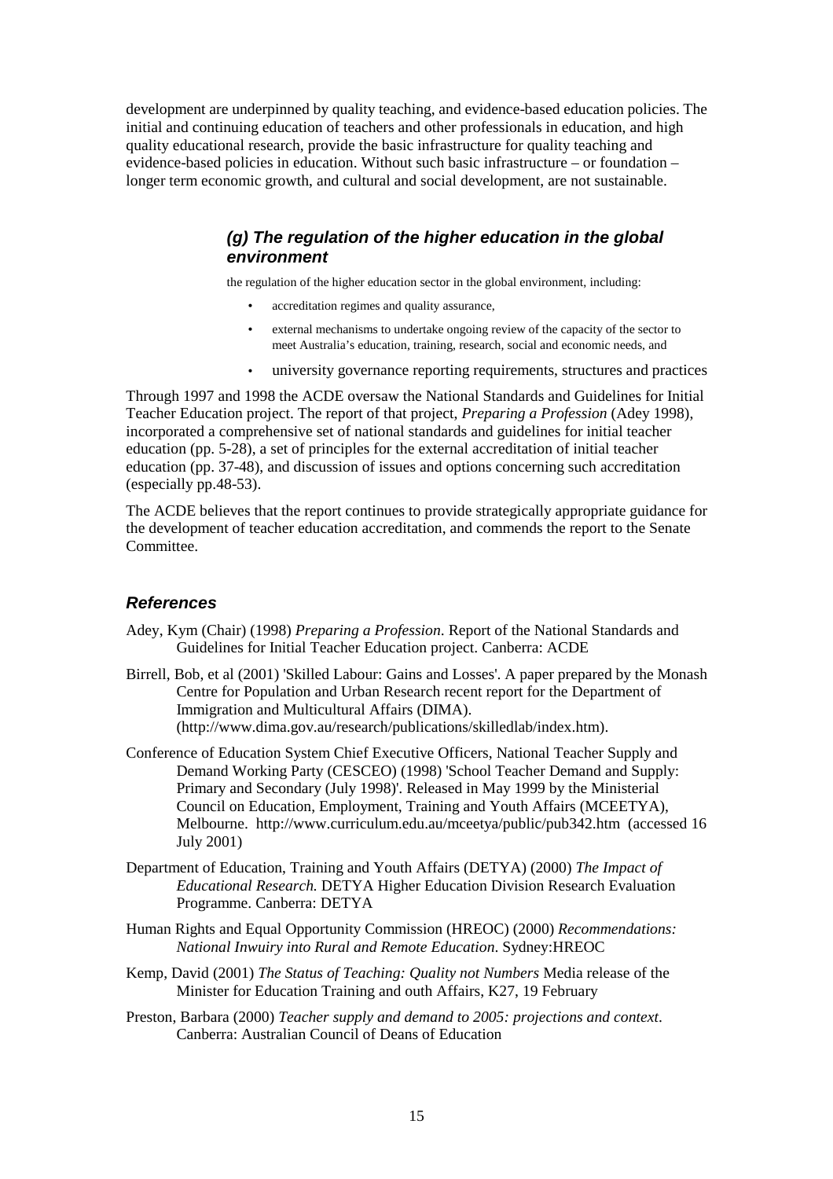development are underpinned by quality teaching, and evidence-based education policies. The initial and continuing education of teachers and other professionals in education, and high quality educational research, provide the basic infrastructure for quality teaching and evidence-based policies in education. Without such basic infrastructure – or foundation – longer term economic growth, and cultural and social development, are not sustainable.

### *(g) The regulation of the higher education in the global environment*

the regulation of the higher education sector in the global environment, including:

- accreditation regimes and quality assurance,
- external mechanisms to undertake ongoing review of the capacity of the sector to meet Australia's education, training, research, social and economic needs, and
- university governance reporting requirements, structures and practices

Through 1997 and 1998 the ACDE oversaw the National Standards and Guidelines for Initial Teacher Education project. The report of that project, *Preparing a Profession* (Adey 1998), incorporated a comprehensive set of national standards and guidelines for initial teacher education (pp. 5-28), a set of principles for the external accreditation of initial teacher education (pp. 37-48), and discussion of issues and options concerning such accreditation (especially pp.48-53).

The ACDE believes that the report continues to provide strategically appropriate guidance for the development of teacher education accreditation, and commends the report to the Senate Committee.

## *References*

Adey, Kym (Chair) (1998) *Preparing a Profession*. Report of the National Standards and Guidelines for Initial Teacher Education project. Canberra: ACDE

Birrell, Bob, et al (2001) 'Skilled Labour: Gains and Losses'. A paper prepared by the Monash Centre for Population and Urban Research recent report for the Department of Immigration and Multicultural Affairs (DIMA). (http://www.dima.gov.au/research/publications/skilledlab/index.htm).

Conference of Education System Chief Executive Officers, National Teacher Supply and Demand Working Party (CESCEO) (1998) 'School Teacher Demand and Supply: Primary and Secondary (July 1998)'. Released in May 1999 by the Ministerial Council on Education, Employment, Training and Youth Affairs (MCEETYA), Melbourne. http://www.curriculum.edu.au/mceetya/public/pub342.htm (accessed 16 July 2001)

Department of Education, Training and Youth Affairs (DETYA) (2000) *The Impact of Educational Research.* DETYA Higher Education Division Research Evaluation Programme. Canberra: DETYA

Human Rights and Equal Opportunity Commission (HREOC) (2000) *Recommendations: National Inwuiry into Rural and Remote Education*. Sydney:HREOC

Kemp, David (2001) *The Status of Teaching: Quality not Numbers* Media release of the Minister for Education Training and outh Affairs, K27, 19 February

Preston, Barbara (2000) *Teacher supply and demand to 2005: projections and context*. Canberra: Australian Council of Deans of Education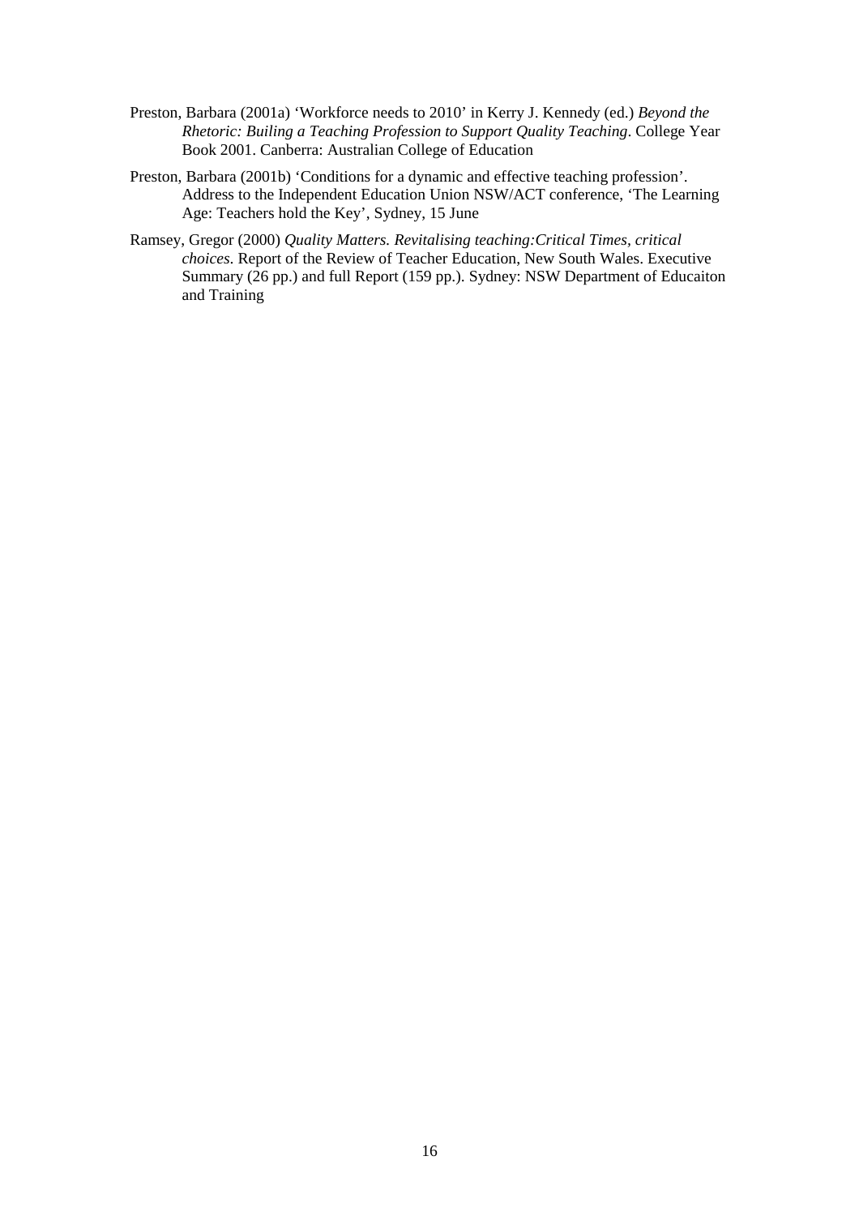Preston, Barbara (2001a) 'Workforce needs to 2010' in Kerry J. Kennedy (ed.) *Beyond the Rhetoric: Builing a Teaching Profession to Support Quality Teaching*. College Year Book 2001. Canberra: Australian College of Education

Preston, Barbara (2001b) 'Conditions for a dynamic and effective teaching profession'. Address to the Independent Education Union NSW/ACT conference, 'The Learning Age: Teachers hold the Key', Sydney, 15 June

Ramsey, Gregor (2000) *Quality Matters. Revitalising teaching:Critical Times, critical choices.* Report of the Review of Teacher Education, New South Wales. Executive Summary (26 pp.) and full Report (159 pp.). Sydney: NSW Department of Educaiton and Training